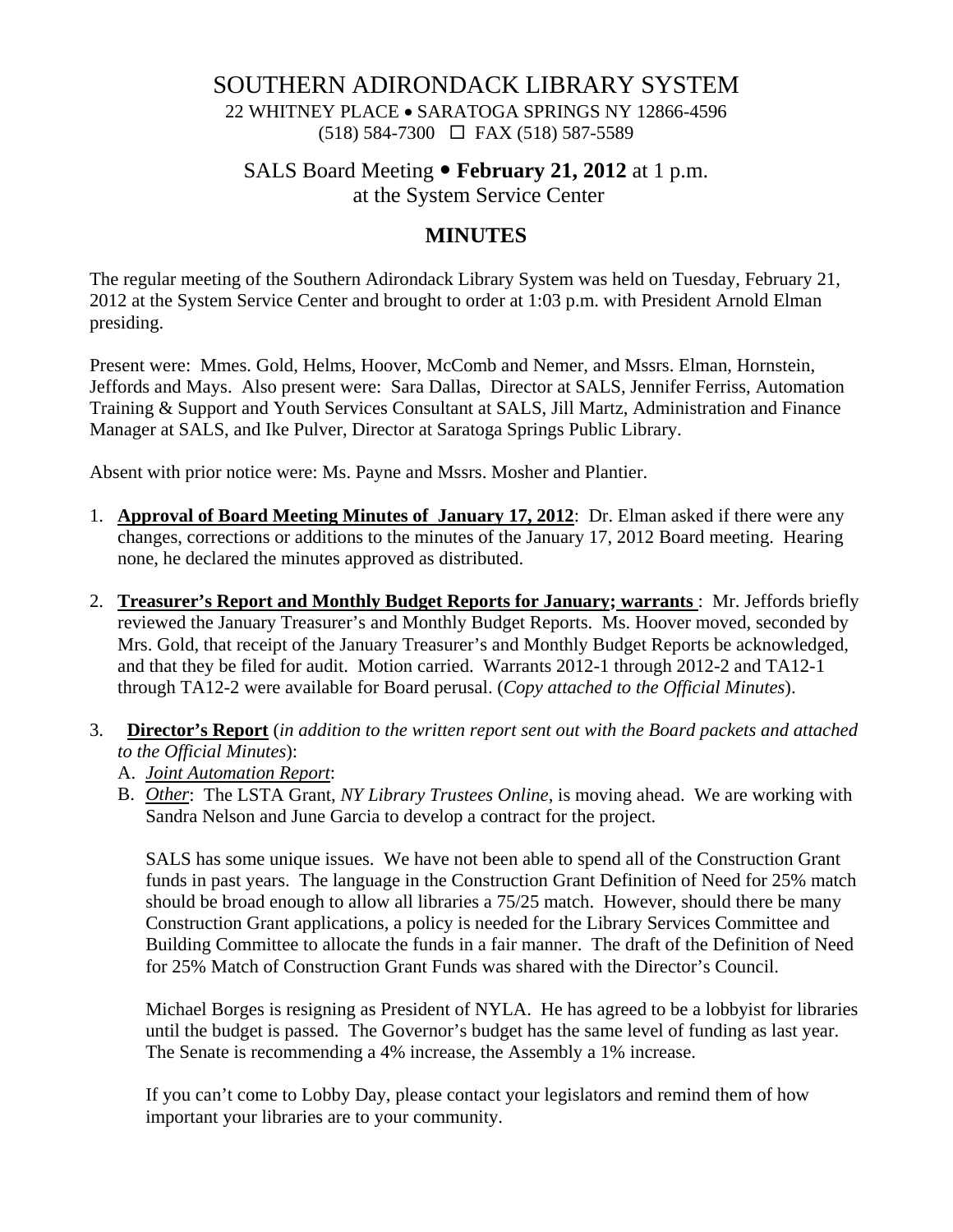# SOUTHERN ADIRONDACK LIBRARY SYSTEM

22 WHITNEY PLACE • SARATOGA SPRINGS NY 12866-4596
(518) 584-7300 ☐ FAX (518) 587-5589

## SALS Board Meeting • **February 21, 2012** at 1 p.m.
at the System Service Center

## MINUTES

The regular meeting of the Southern Adirondack Library System was held on Tuesday, February 21, 2012 at the System Service Center and brought to order at 1:03 p.m. with President Arnold Elman presiding.

Present were: Mmes. Gold, Helms, Hoover, McComb and Nemer, and Mssrs. Elman, Hornstein, Jeffords and Mays. Also present were: Sara Dallas, Director at SALS, Jennifer Ferriss, Automation Training & Support and Youth Services Consultant at SALS, Jill Martz, Administration and Finance Manager at SALS, and Ike Pulver, Director at Saratoga Springs Public Library.

Absent with prior notice were: Ms. Payne and Mssrs. Mosher and Plantier.

1. **Approval of Board Meeting Minutes of January 17, 2012**: Dr. Elman asked if there were any changes, corrections or additions to the minutes of the January 17, 2012 Board meeting. Hearing none, he declared the minutes approved as distributed.

2. **Treasurer's Report and Monthly Budget Reports for January; warrants** : Mr. Jeffords briefly reviewed the January Treasurer's and Monthly Budget Reports. Ms. Hoover moved, seconded by Mrs. Gold, that receipt of the January Treasurer's and Monthly Budget Reports be acknowledged, and that they be filed for audit. Motion carried. Warrants 2012-1 through 2012-2 and TA12-1 through TA12-2 were available for Board perusal. (*Copy attached to the Official Minutes*).

3. **Director's Report** (*in addition to the written report sent out with the Board packets and attached to the Official Minutes*):
   A. *Joint Automation Report*:
   B. *Other*: The LSTA Grant, *NY Library Trustees Online*, is moving ahead. We are working with Sandra Nelson and June Garcia to develop a contract for the project.

      SALS has some unique issues. We have not been able to spend all of the Construction Grant funds in past years. The language in the Construction Grant Definition of Need for 25% match should be broad enough to allow all libraries a 75/25 match. However, should there be many Construction Grant applications, a policy is needed for the Library Services Committee and Building Committee to allocate the funds in a fair manner. The draft of the Definition of Need for 25% Match of Construction Grant Funds was shared with the Director's Council.

      Michael Borges is resigning as President of NYLA. He has agreed to be a lobbyist for libraries until the budget is passed. The Governor's budget has the same level of funding as last year. The Senate is recommending a 4% increase, the Assembly a 1% increase.

      If you can't come to Lobby Day, please contact your legislators and remind them of how important your libraries are to your community.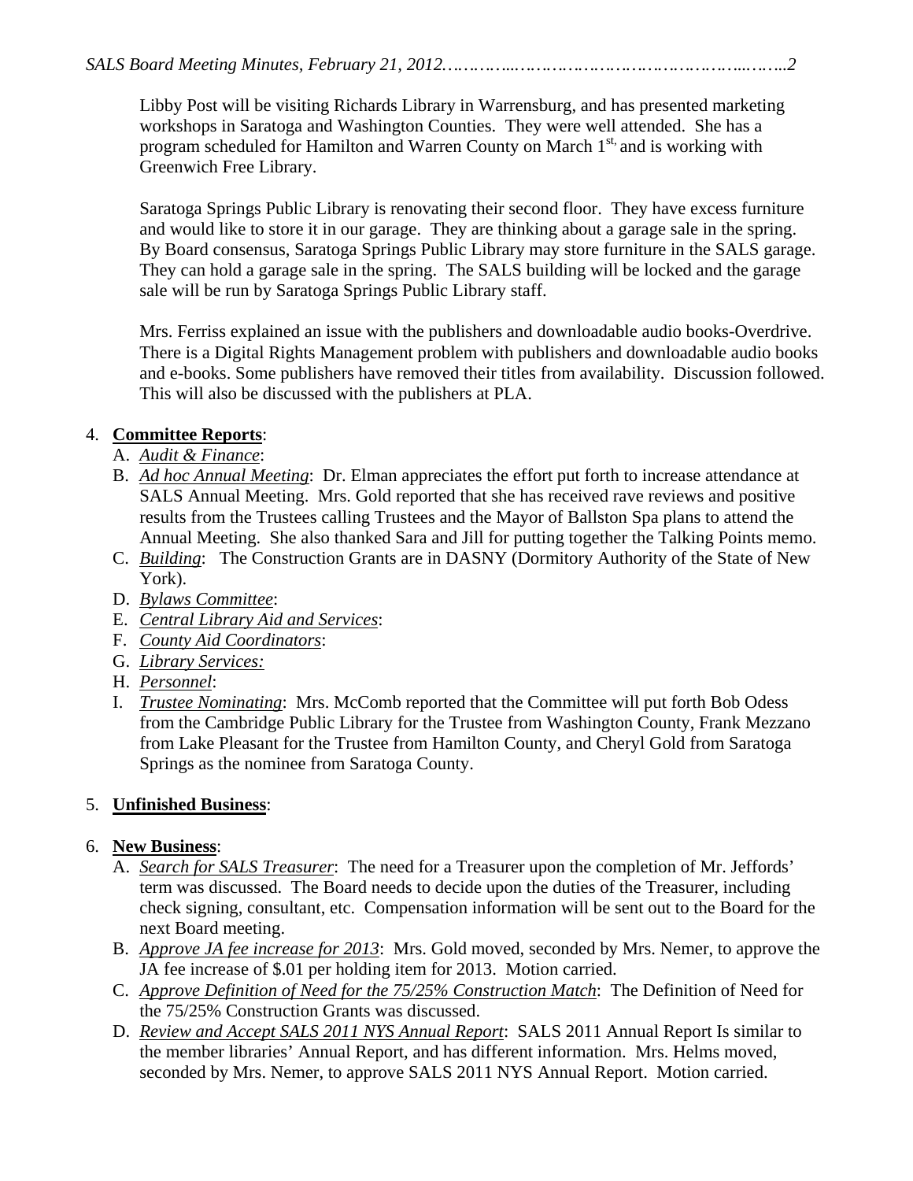Libby Post will be visiting Richards Library in Warrensburg, and has presented marketing workshops in Saratoga and Washington Counties. They were well attended. She has a program scheduled for Hamilton and Warren County on March 1st, and is working with Greenwich Free Library.

Saratoga Springs Public Library is renovating their second floor. They have excess furniture and would like to store it in our garage. They are thinking about a garage sale in the spring. By Board consensus, Saratoga Springs Public Library may store furniture in the SALS garage. They can hold a garage sale in the spring. The SALS building will be locked and the garage sale will be run by Saratoga Springs Public Library staff.

Mrs. Ferriss explained an issue with the publishers and downloadable audio books-Overdrive. There is a Digital Rights Management problem with publishers and downloadable audio books and e-books. Some publishers have removed their titles from availability. Discussion followed. This will also be discussed with the publishers at PLA.

4. **Committee Reports**:
   A. *Audit & Finance*:
   B. *Ad hoc Annual Meeting*: Dr. Elman appreciates the effort put forth to increase attendance at SALS Annual Meeting. Mrs. Gold reported that she has received rave reviews and positive results from the Trustees calling Trustees and the Mayor of Ballston Spa plans to attend the Annual Meeting. She also thanked Sara and Jill for putting together the Talking Points memo.
   C. *Building*: The Construction Grants are in DASNY (Dormitory Authority of the State of New York).
   D. *Bylaws Committee*:
   E. *Central Library Aid and Services*:
   F. *County Aid Coordinators*:
   G. *Library Services:*
   H. *Personnel*:
   I. *Trustee Nominating*: Mrs. McComb reported that the Committee will put forth Bob Odess from the Cambridge Public Library for the Trustee from Washington County, Frank Mezzano from Lake Pleasant for the Trustee from Hamilton County, and Cheryl Gold from Saratoga Springs as the nominee from Saratoga County.

5. **Unfinished Business**:

6. **New Business**:
   A. *Search for SALS Treasurer*: The need for a Treasurer upon the completion of Mr. Jeffords' term was discussed. The Board needs to decide upon the duties of the Treasurer, including check signing, consultant, etc. Compensation information will be sent out to the Board for the next Board meeting.
   B. *Approve JA fee increase for 2013*: Mrs. Gold moved, seconded by Mrs. Nemer, to approve the JA fee increase of $.01 per holding item for 2013. Motion carried.
   C. *Approve Definition of Need for the 75/25% Construction Match*: The Definition of Need for the 75/25% Construction Grants was discussed.
   D. *Review and Accept SALS 2011 NYS Annual Report*: SALS 2011 Annual Report Is similar to the member libraries' Annual Report, and has different information. Mrs. Helms moved, seconded by Mrs. Nemer, to approve SALS 2011 NYS Annual Report. Motion carried.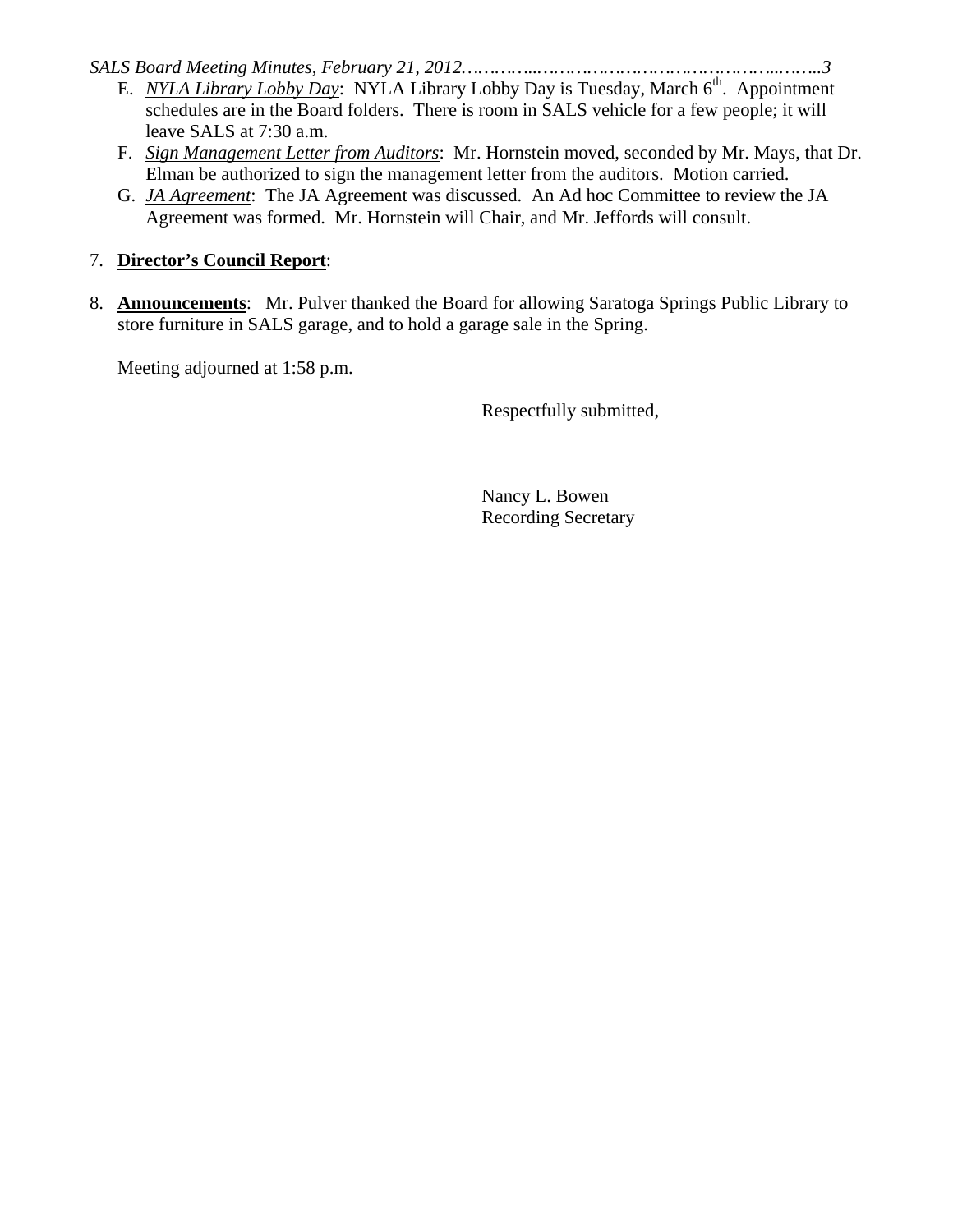E. ***NYLA Library Lobby Day***: NYLA Library Lobby Day is Tuesday, March 6th. Appointment schedules are in the Board folders. There is room in SALS vehicle for a few people; it will leave SALS at 7:30 a.m.

F. ***Sign Management Letter from Auditors***: Mr. Hornstein moved, seconded by Mr. Mays, that Dr. Elman be authorized to sign the management letter from the auditors. Motion carried.

G. ***JA Agreement***: The JA Agreement was discussed. An Ad hoc Committee to review the JA Agreement was formed. Mr. Hornstein will Chair, and Mr. Jeffords will consult.

7. **Director's Council Report**:

8. **Announcements**: Mr. Pulver thanked the Board for allowing Saratoga Springs Public Library to store furniture in SALS garage, and to hold a garage sale in the Spring.

Meeting adjourned at 1:58 p.m.

Respectfully submitted,

Nancy L. Bowen
Recording Secretary